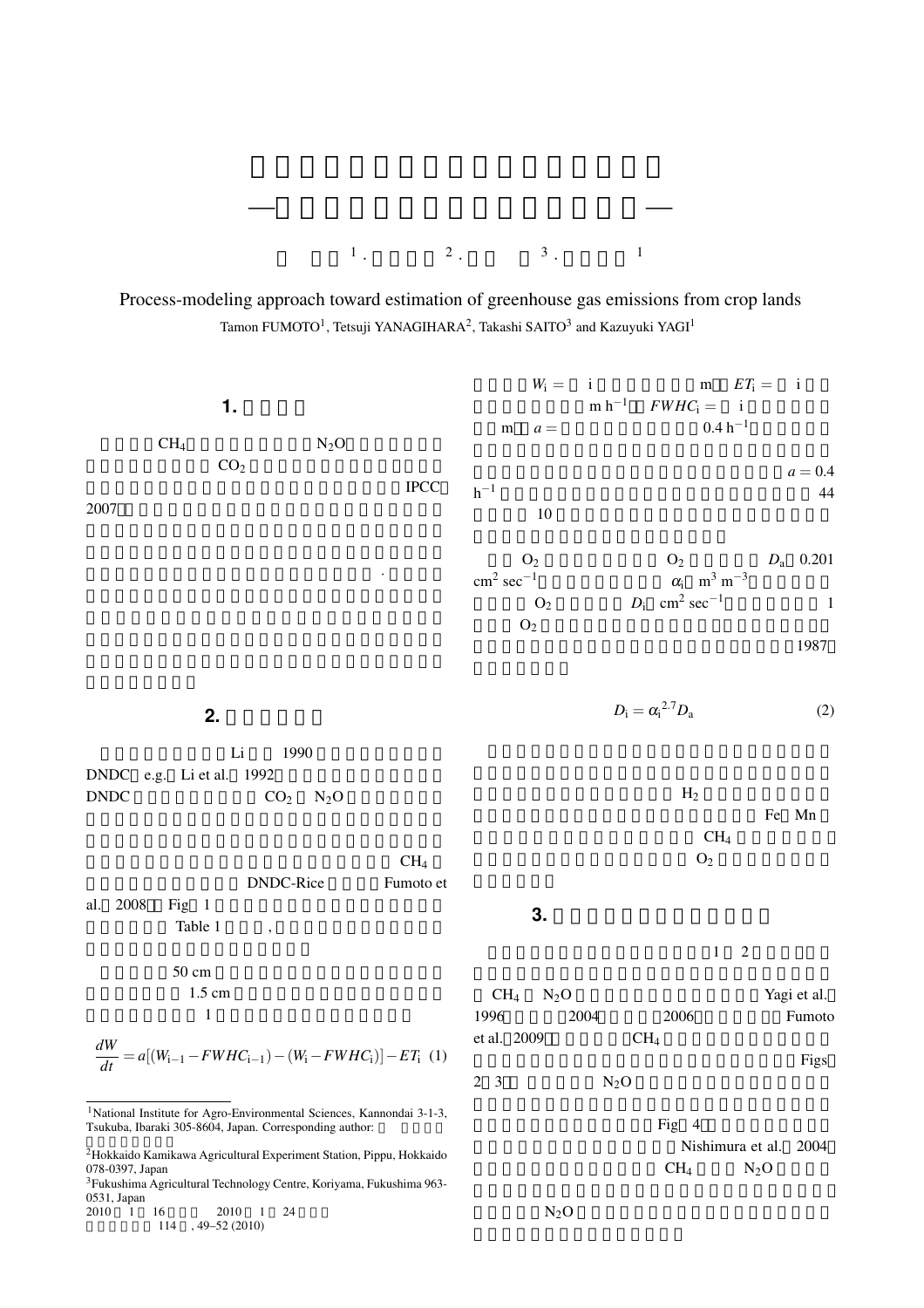Process-modeling approach toward estimation of greenhouse gas emissions from crop lands

Tamon FUMOTO[1], Tetsuji YANAGIHARA[2], Takashi SAITO[3] and Kazuyuki YAGI[1]

## 1.

$CH_4$ $N_2O$

$CO_2$

IPCC

2007

·

## 2.

Li 1990

DNDC e.g. Li et al. 1992

DNDC $CO_2$ $N_2O$

$CH_4$

DNDC-Rice Fumoto et al. 2008 Fig 1

Table 1 ,

50 cm

1.5 cm

1

$$\frac{dW}{dt} = a[(W_{i-1} - FWHC_{i-1}) - (W_i - FWHC_i)] - ET_i \quad (1)$$

$W_i =$ i m $ET_i =$ i m $h^{-1}$ $FWHC_i =$ i m $a =$ 0.4 $h^{-1}$

$a = 0.4$ $h^{-1}$ 44

10

$O_2$ $O_2$ $D_a$ 0.201 $cm^2\ sec^{-1}$ $\alpha_i$ $m^3\ m^{-3}$ $O_2$ $D_i$ $cm^2\ sec^{-1}$ 1

$O_2$

1987

$$D_i = \alpha_i^{2.7} D_a \quad (2)$$

$H_2$

Fe Mn

$CH_4$

$O_2$

## 3.

1 2

$CH_4$ $N_2O$ Yagi et al. 1996 2004 2006 Fumoto et al. 2009 $CH_4$

Figs 2 3 $N_2O$

Fig 4

Nishimura et al. 2004

$CH_4$ $N_2O$

$N_2O$

[1]National Institute for Agro-Environmental Sciences, Kannondai 3-1-3, Tsukuba, Ibaraki 305-8604, Japan. Corresponding author:

[2]Hokkaido Kamikawa Agricultural Experiment Station, Pippu, Hokkaido 078-0397, Japan

[3]Fukushima Agricultural Technology Centre, Koriyama, Fukushima 963-0531, Japan

2010 1 16 2010 1 24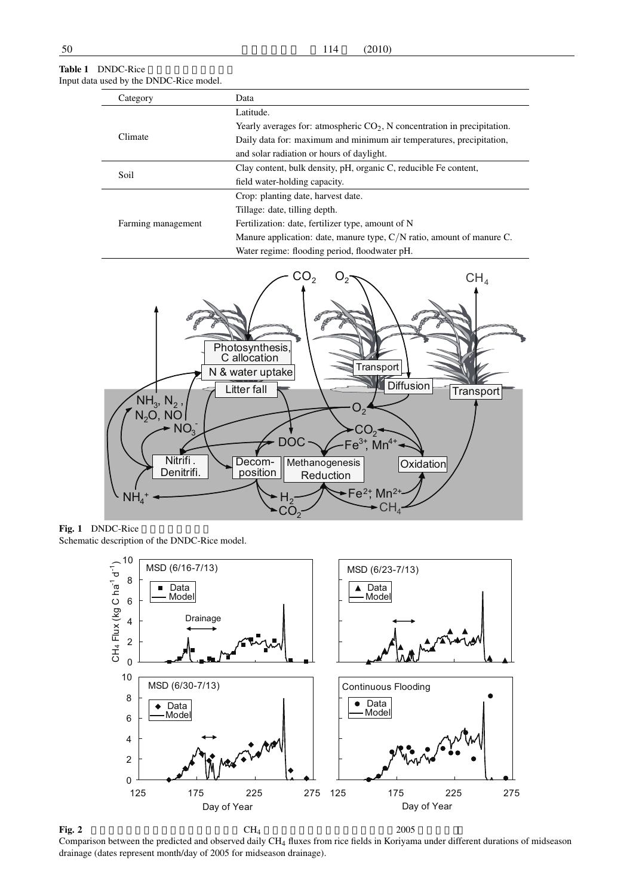**Table 1** DNDC-Rice

Input data used by the DNDC-Rice model.

| Category | Data |
|---|---|
| Climate | Latitude.<br>Yearly averages for: atmospheric $CO_2$, N concentration in precipitation.<br>Daily data for: maximum and minimum air temperatures, precipitation, and solar radiation or hours of daylight. |
| Soil | Clay content, bulk density, pH, organic C, reducible Fe content, field water-holding capacity. |
| Farming management | Crop: planting date, harvest date.<br>Tillage: date, tilling depth.<br>Fertilization: date, fertilizer type, amount of N<br>Manure application: date, manure type, C/N ratio, amount of manure C.<br>Water regime: flooding period, floodwater pH. |

**Fig. 1** DNDC-Rice

Schematic description of the DNDC-Rice model.

**Fig. 2** $CH_4$ 2005

Comparison between the predicted and observed daily $CH_4$ fluxes from rice fields in Koriyama under different durations of midseason drainage (dates represent month/day of 2005 for midseason drainage).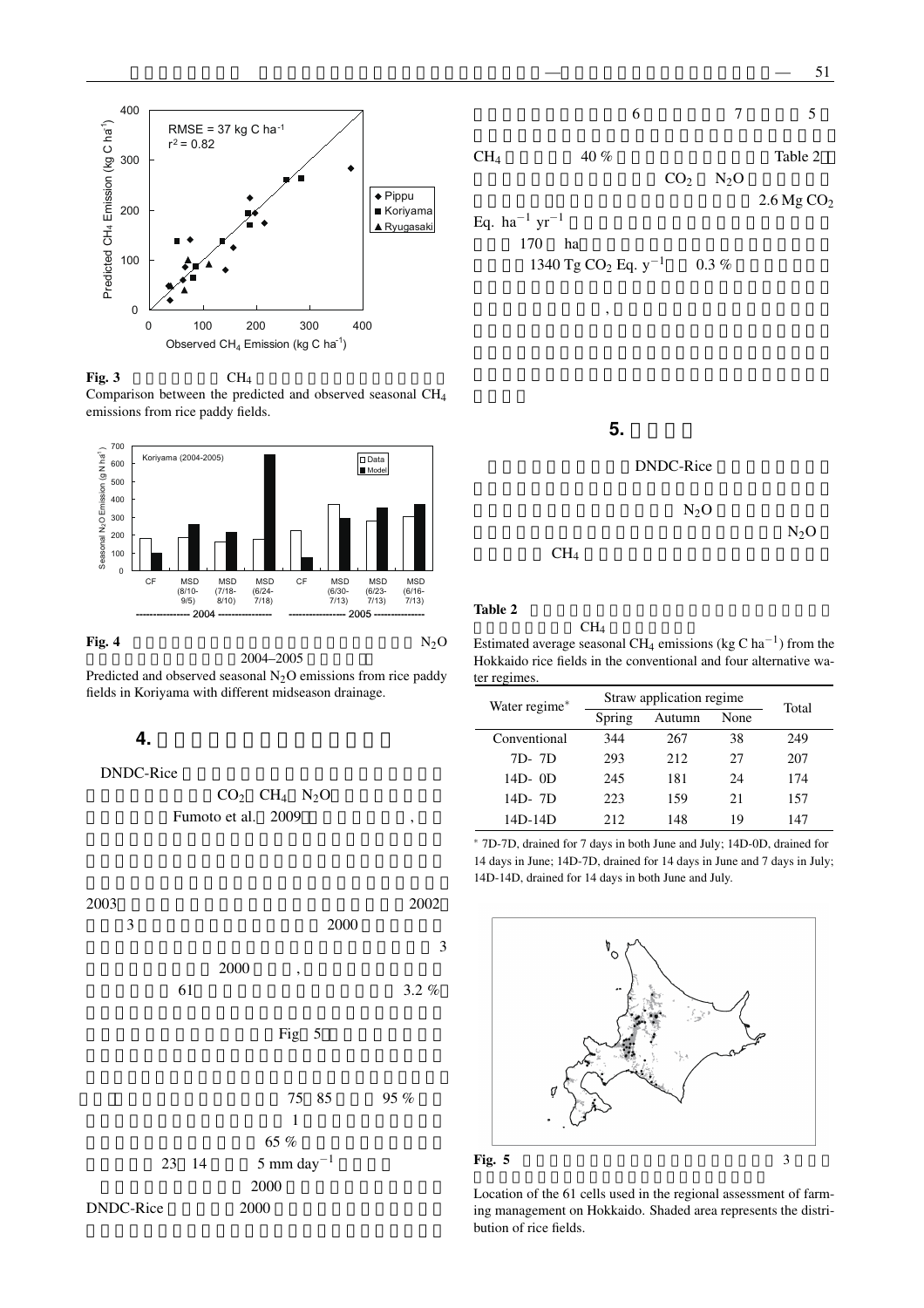**Fig. 3** CH4

Comparison between the predicted and observed seasonal $CH_4$ emissions from rice paddy fields.

**Fig. 4** $N_2O$

2004–2005

Predicted and observed seasonal $N_2O$ emissions from rice paddy fields in Koriyama with different midseason drainage.

## 4.

DNDC-Rice

$CO_2$ $CH_4$ $N_2O$

Fumoto et al. 2009 ,

2003 2002

3 2000

3

2000 ,

61 3.2 %

Fig 5

75 85 95 %

1

65 %

23 14 5 mm $day^{-1}$

2000

DNDC-Rice 2000

6 7 5

$CH_4$ 40 % Table 2

$CO_2$ $N_2O$

2.6 Mg $CO_2$ Eq. $ha^{-1}$ $yr^{-1}$

170 ha

1340 Tg $CO_2$ Eq. $y^{-1}$ 0.3 %

,

## 5.

DNDC-Rice

$N_2O$

$N_2O$

$CH_4$

**Table 2** $CH_4$

Estimated average seasonal $CH_4$ emissions (kg C $ha^{-1}$) from the Hokkaido rice fields in the conventional and four alternative water regimes.

| Water regime* | Straw application regime | | | Total |
|---|---|---|---|---|
| | Spring | Autumn | None | |
| Conventional | 344 | 267 | 38 | 249 |
| 7D- 7D | 293 | 212 | 27 | 207 |
| 14D- 0D | 245 | 181 | 24 | 174 |
| 14D- 7D | 223 | 159 | 21 | 157 |
| 14D-14D | 212 | 148 | 19 | 147 |

* 7D-7D, drained for 7 days in both June and July; 14D-0D, drained for 14 days in June; 14D-7D, drained for 14 days in June and 7 days in July; 14D-14D, drained for 14 days in both June and July.

**Fig. 5** 3

Location of the 61 cells used in the regional assessment of farming management on Hokkaido. Shaded area represents the distribution of rice fields.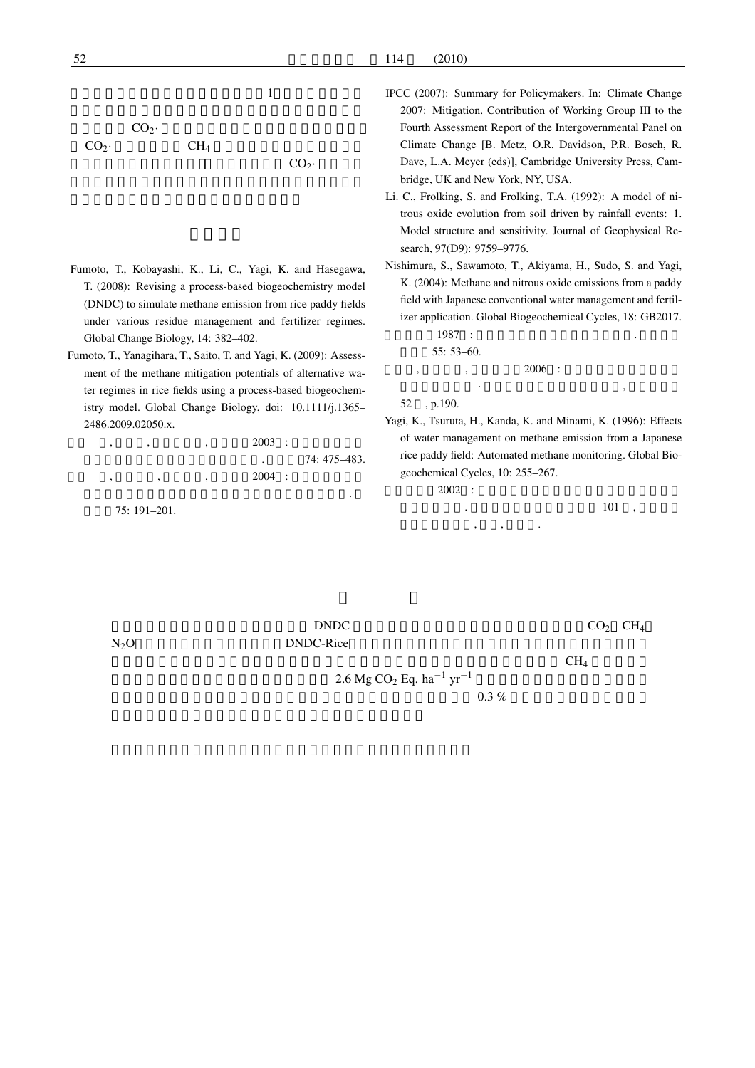1

$CO_2$・

$CO_2$・ $CH_4$

$CO_2$・

## 

Fumoto, T., Kobayashi, K., Li, C., Yagi, K. and Hasegawa, T. (2008): Revising a process-based biogeochemistry model (DNDC) to simulate methane emission from rice paddy fields under various residue management and fertilizer regimes. Global Change Biology, 14: 382–402.

Fumoto, T., Yanagihara, T., Saito, T. and Yagi, K. (2009): Assessment of the methane mitigation potentials of alternative water regimes in rice fields using a process-based biogeochemistry model. Global Change Biology, doi: 10.1111/j.1365–2486.2009.02050.x.

, , , 2003 : . 74: 475–483.

, , , 2004 : . 75: 191–201.

IPCC (2007): Summary for Policymakers. In: Climate Change 2007: Mitigation. Contribution of Working Group III to the Fourth Assessment Report of the Intergovernmental Panel on Climate Change [B. Metz, O.R. Davidson, P.R. Bosch, R. Dave, L.A. Meyer (eds)], Cambridge University Press, Cambridge, UK and New York, NY, USA.

Li. C., Frolking, S. and Frolking, T.A. (1992): A model of nitrous oxide evolution from soil driven by rainfall events: 1. Model structure and sensitivity. Journal of Geophysical Research, 97(D9): 9759–9776.

Nishimura, S., Sawamoto, T., Akiyama, H., Sudo, S. and Yagi, K. (2004): Methane and nitrous oxide emissions from a paddy field with Japanese conventional water management and fertilizer application. Global Biogeochemical Cycles, 18: GB2017.

1987 : . 55: 53–60.

, , 2006 : . , 52 , p.190.

Yagi, K., Tsuruta, H., Kanda, K. and Minami, K. (1996): Effects of water management on methane emission from a Japanese rice paddy field: Automated methane monitoring. Global Biogeochemical Cycles, 10: 255–267.

2002 : . 101 , , , .

## 

DNDC $CO_2$ $CH_4$ $N_2O$ DNDC-Rice $CH_4$ 2.6 Mg $CO_2$ Eq. $ha^{-1}$ $yr^{-1}$ 0.3 %